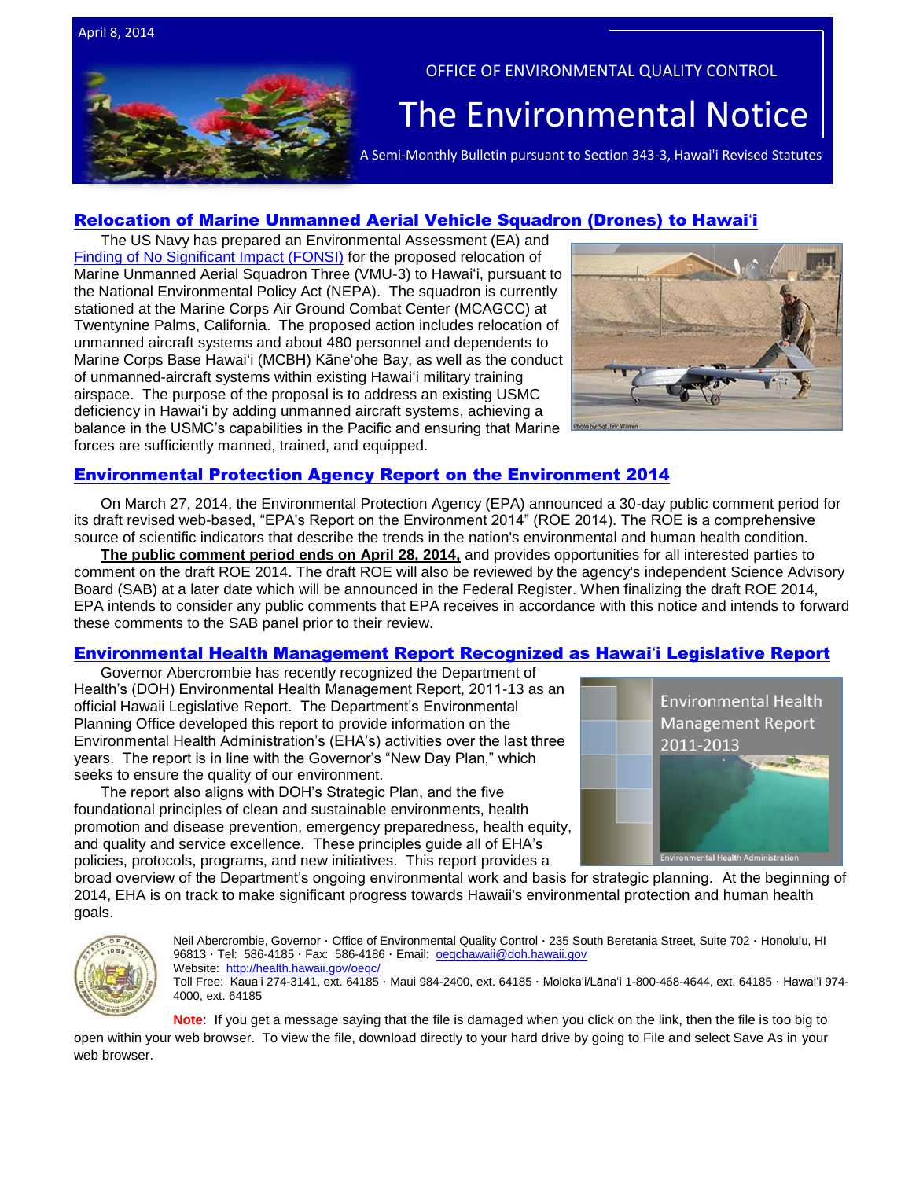April 8, 2014

OFFICE OF ENVIRONMENTAL QUALITY CONTROL

# The Environmental Notice

A Semi-Monthly Bulletin pursuant to Section 343-3, Hawai'i Revised Statutes

## Relocation of Marine Unmanned Aerial Vehicle Squadron (Drones) to Hawaiʻi

The US Navy has prepared an Environmental Assessment (EA) and Finding of No Significant Impact (FONSI) for the proposed relocation of Marine Unmanned Aerial Squadron Three (VMU-3) to Hawaiʻi, pursuant to the National Environmental Policy Act (NEPA). The squadron is currently stationed at the Marine Corps Air Ground Combat Center (MCAGCC) at Twentynine Palms, California. The proposed action includes relocation of unmanned aircraft systems and about 480 personnel and dependents to Marine Corps Base Hawaiʻi (MCBH) Kāneʻohe Bay, as well as the conduct of unmanned-aircraft systems within existing Hawaiʻi military training airspace. The purpose of the proposal is to address an existing USMC deficiency in Hawaiʻi by adding unmanned aircraft systems, achieving a balance in the USMC's capabilities in the Pacific and ensuring that Marine forces are sufficiently manned, trained, and equipped.

Photo by: Sgt. Eric Warren

## Environmental Protection Agency Report on the Environment 2014

On March 27, 2014, the Environmental Protection Agency (EPA) announced a 30-day public comment period for its draft revised web-based, "EPA's Report on the Environment 2014" (ROE 2014). The ROE is a comprehensive source of scientific indicators that describe the trends in the nation's environmental and human health condition.

**The public comment period ends on April 28, 2014,** and provides opportunities for all interested parties to comment on the draft ROE 2014. The draft ROE will also be reviewed by the agency's independent Science Advisory Board (SAB) at a later date which will be announced in the Federal Register. When finalizing the draft ROE 2014, EPA intends to consider any public comments that EPA receives in accordance with this notice and intends to forward these comments to the SAB panel prior to their review.

## Environmental Health Management Report Recognized as Hawaiʻi Legislative Report

Governor Abercrombie has recently recognized the Department of Health's (DOH) Environmental Health Management Report, 2011-13 as an official Hawaii Legislative Report. The Department's Environmental Planning Office developed this report to provide information on the Environmental Health Administration's (EHA's) activities over the last three years. The report is in line with the Governor's "New Day Plan," which seeks to ensure the quality of our environment.

The report also aligns with DOH's Strategic Plan, and the five foundational principles of clean and sustainable environments, health promotion and disease prevention, emergency preparedness, health equity, and quality and service excellence. These principles guide all of EHA's policies, protocols, programs, and new initiatives. This report provides a broad overview of the Department's ongoing environmental work and basis for strategic planning. At the beginning of 2014, EHA is on track to make significant progress towards Hawaii's environmental protection and human health goals.

Environmental Health Management Report 2011-2013

Environmental Health Administration

Neil Abercrombie, Governor · Office of Environmental Quality Control · 235 South Beretania Street, Suite 702 · Honolulu, HI 96813 · Tel: 586-4185 · Fax: 586-4186 · Email: oeqchawaii@doh.hawaii.gov
Website: http://health.hawaii.gov/oeqc/
Toll Free: Kauaʻi 274-3141, ext. 64185 · Maui 984-2400, ext. 64185 · Molokaʻi/Lānaʻi 1-800-468-4644, ext. 64185 · Hawaiʻi 974-4000, ext. 64185

**Note**: If you get a message saying that the file is damaged when you click on the link, then the file is too big to open within your web browser. To view the file, download directly to your hard drive by going to File and select Save As in your web browser.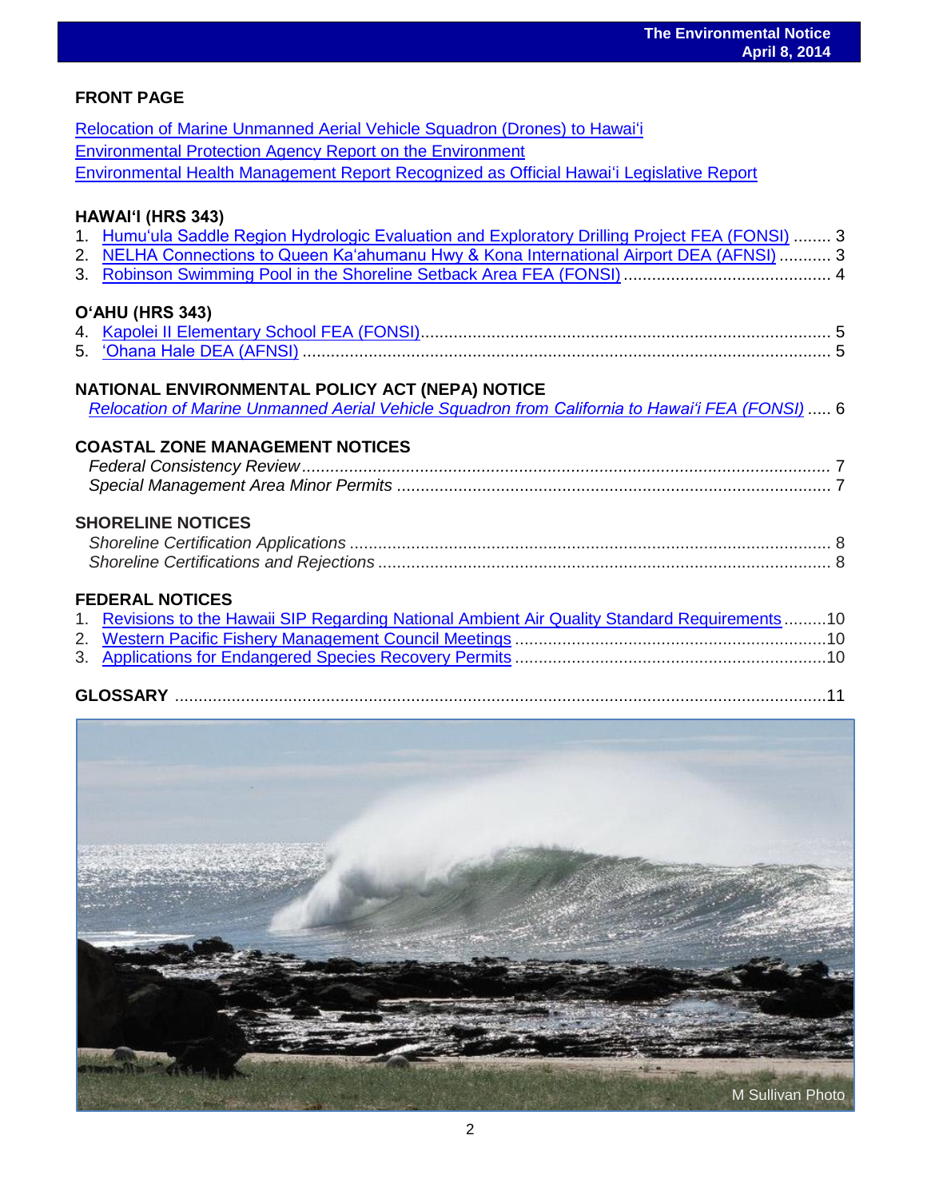## FRONT PAGE

Relocation of Marine Unmanned Aerial Vehicle Squadron (Drones) to Hawaiʻi
Environmental Protection Agency Report on the Environment
Environmental Health Management Report Recognized as Official Hawaiʻi Legislative Report

## HAWAIʻI (HRS 343)

1. Humuʻula Saddle Region Hydrologic Evaluation and Exploratory Drilling Project FEA (FONSI) ........ 3
2. NELHA Connections to Queen Kaʻahumanu Hwy & Kona International Airport DEA (AFNSI) ........... 3
3. Robinson Swimming Pool in the Shoreline Setback Area FEA (FONSI) ............................................ 4

## OʻAHU (HRS 343)

4. Kapolei II Elementary School FEA (FONSI)........................................................................................ 5
5. ʻOhana Hale DEA (AFNSI) ................................................................................................................ 5

## NATIONAL ENVIRONMENTAL POLICY ACT (NEPA) NOTICE

*Relocation of Marine Unmanned Aerial Vehicle Squadron from California to Hawaiʻi FEA (FONSI)* ..... 6

## COASTAL ZONE MANAGEMENT NOTICES

*Federal Consistency Review* ................................................................................................................ 7
*Special Management Area Minor Permits* ............................................................................................ 7

## SHORELINE NOTICES

*Shoreline Certification Applications* ...................................................................................................... 8
*Shoreline Certifications and Rejections* ................................................................................................ 8

## FEDERAL NOTICES

1. Revisions to the Hawaii SIP Regarding National Ambient Air Quality Standard Requirements .........10
2. Western Pacific Fishery Management Council Meetings ..................................................................10
3. Applications for Endangered Species Recovery Permits ..................................................................10

## GLOSSARY ..........................................................................................................................................11

M Sullivan Photo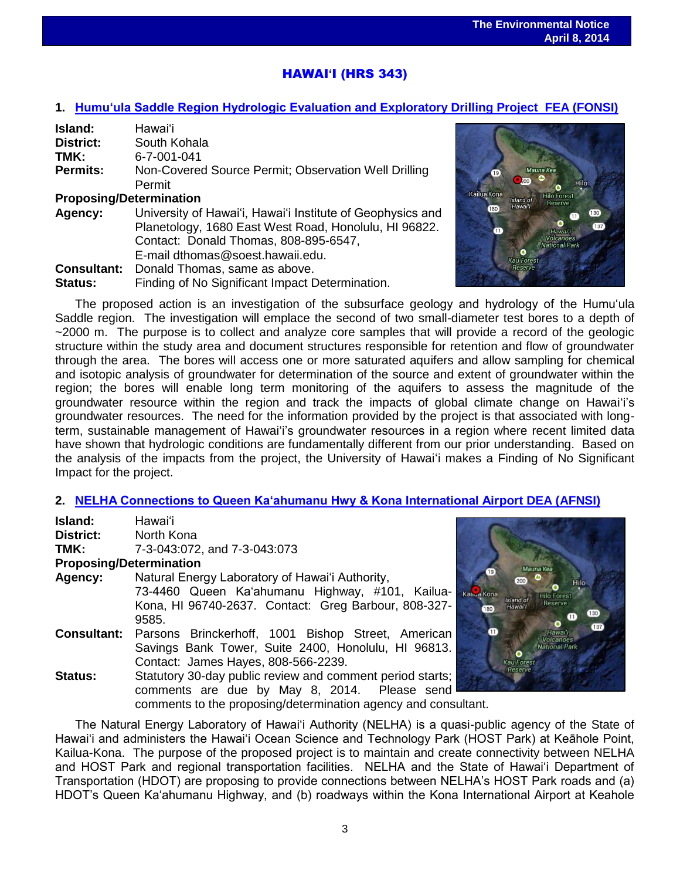## HAWAIʻI (HRS 343)

### 1. Humuʻula Saddle Region Hydrologic Evaluation and Exploratory Drilling Project FEA (FONSI)

**Island:** Hawaiʻi
**District:** South Kohala
**TMK:** 6-7-001-041
**Permits:** Non-Covered Source Permit; Observation Well Drilling Permit
**Proposing/Determination**
**Agency:** University of Hawaiʻi, Hawaiʻi Institute of Geophysics and Planetology, 1680 East West Road, Honolulu, HI 96822. Contact: Donald Thomas, 808-895-6547, E-mail dthomas@soest.hawaii.edu.
**Consultant:** Donald Thomas, same as above.
**Status:** Finding of No Significant Impact Determination.

The proposed action is an investigation of the subsurface geology and hydrology of the Humuʻula Saddle region. The investigation will emplace the second of two small-diameter test bores to a depth of ~2000 m. The purpose is to collect and analyze core samples that will provide a record of the geologic structure within the study area and document structures responsible for retention and flow of groundwater through the area. The bores will access one or more saturated aquifers and allow sampling for chemical and isotopic analysis of groundwater for determination of the source and extent of groundwater within the region; the bores will enable long term monitoring of the aquifers to assess the magnitude of the groundwater resource within the region and track the impacts of global climate change on Hawaiʻi's groundwater resources. The need for the information provided by the project is that associated with long-term, sustainable management of Hawaiʻi's groundwater resources in a region where recent limited data have shown that hydrologic conditions are fundamentally different from our prior understanding. Based on the analysis of the impacts from the project, the University of Hawaiʻi makes a Finding of No Significant Impact for the project.

### 2. NELHA Connections to Queen Kaʻahumanu Hwy & Kona International Airport DEA (AFNSI)

**Island:** Hawaiʻi
**District:** North Kona
**TMK:** 7-3-043:072, and 7-3-043:073
**Proposing/Determination**
**Agency:** Natural Energy Laboratory of Hawaiʻi Authority, 73-4460 Queen Kaʻahumanu Highway, #101, Kailua-Kona, HI 96740-2637. Contact: Greg Barbour, 808-327-9585.
**Consultant:** Parsons Brinckerhoff, 1001 Bishop Street, American Savings Bank Tower, Suite 2400, Honolulu, HI 96813. Contact: James Hayes, 808-566-2239.
**Status:** Statutory 30-day public review and comment period starts; comments are due by May 8, 2014. Please send comments to the proposing/determination agency and consultant.

The Natural Energy Laboratory of Hawaiʻi Authority (NELHA) is a quasi-public agency of the State of Hawaiʻi and administers the Hawaiʻi Ocean Science and Technology Park (HOST Park) at Keāhole Point, Kailua-Kona. The purpose of the proposed project is to maintain and create connectivity between NELHA and HOST Park and regional transportation facilities. NELHA and the State of Hawaiʻi Department of Transportation (HDOT) are proposing to provide connections between NELHA's HOST Park roads and (a) HDOT's Queen Kaʻahumanu Highway, and (b) roadways within the Kona International Airport at Keahole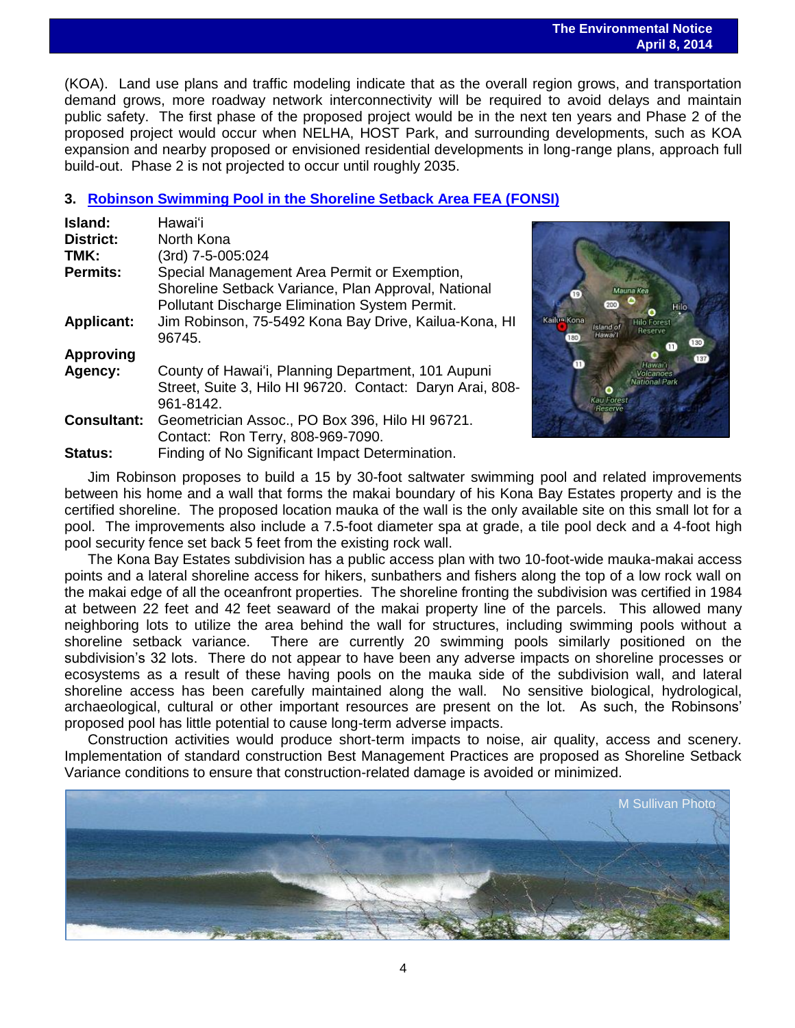(KOA). Land use plans and traffic modeling indicate that as the overall region grows, and transportation demand grows, more roadway network interconnectivity will be required to avoid delays and maintain public safety. The first phase of the proposed project would be in the next ten years and Phase 2 of the proposed project would occur when NELHA, HOST Park, and surrounding developments, such as KOA expansion and nearby proposed or envisioned residential developments in long-range plans, approach full build-out. Phase 2 is not projected to occur until roughly 2035.

### 3. Robinson Swimming Pool in the Shoreline Setback Area FEA (FONSI)

| | |
|---|---|
| **Island:** | Hawaiʻi |
| **District:** | North Kona |
| **TMK:** | (3rd) 7-5-005:024 |
| **Permits:** | Special Management Area Permit or Exemption, Shoreline Setback Variance, Plan Approval, National Pollutant Discharge Elimination System Permit. |
| **Applicant:** | Jim Robinson, 75-5492 Kona Bay Drive, Kailua-Kona, HI 96745. |
| **Approving Agency:** | County of Hawaiʻi, Planning Department, 101 Aupuni Street, Suite 3, Hilo HI 96720. Contact: Daryn Arai, 808-961-8142. |
| **Consultant:** | Geometrician Assoc., PO Box 396, Hilo HI 96721. Contact: Ron Terry, 808-969-7090. |
| **Status:** | Finding of No Significant Impact Determination. |

Jim Robinson proposes to build a 15 by 30-foot saltwater swimming pool and related improvements between his home and a wall that forms the makai boundary of his Kona Bay Estates property and is the certified shoreline. The proposed location mauka of the wall is the only available site on this small lot for a pool. The improvements also include a 7.5-foot diameter spa at grade, a tile pool deck and a 4-foot high pool security fence set back 5 feet from the existing rock wall.

The Kona Bay Estates subdivision has a public access plan with two 10-foot-wide mauka-makai access points and a lateral shoreline access for hikers, sunbathers and fishers along the top of a low rock wall on the makai edge of all the oceanfront properties. The shoreline fronting the subdivision was certified in 1984 at between 22 feet and 42 feet seaward of the makai property line of the parcels. This allowed many neighboring lots to utilize the area behind the wall for structures, including swimming pools without a shoreline setback variance. There are currently 20 swimming pools similarly positioned on the subdivision's 32 lots. There do not appear to have been any adverse impacts on shoreline processes or ecosystems as a result of these having pools on the mauka side of the subdivision wall, and lateral shoreline access has been carefully maintained along the wall. No sensitive biological, hydrological, archaeological, cultural or other important resources are present on the lot. As such, the Robinsons' proposed pool has little potential to cause long-term adverse impacts.

Construction activities would produce short-term impacts to noise, air quality, access and scenery. Implementation of standard construction Best Management Practices are proposed as Shoreline Setback Variance conditions to ensure that construction-related damage is avoided or minimized.

M Sullivan Photo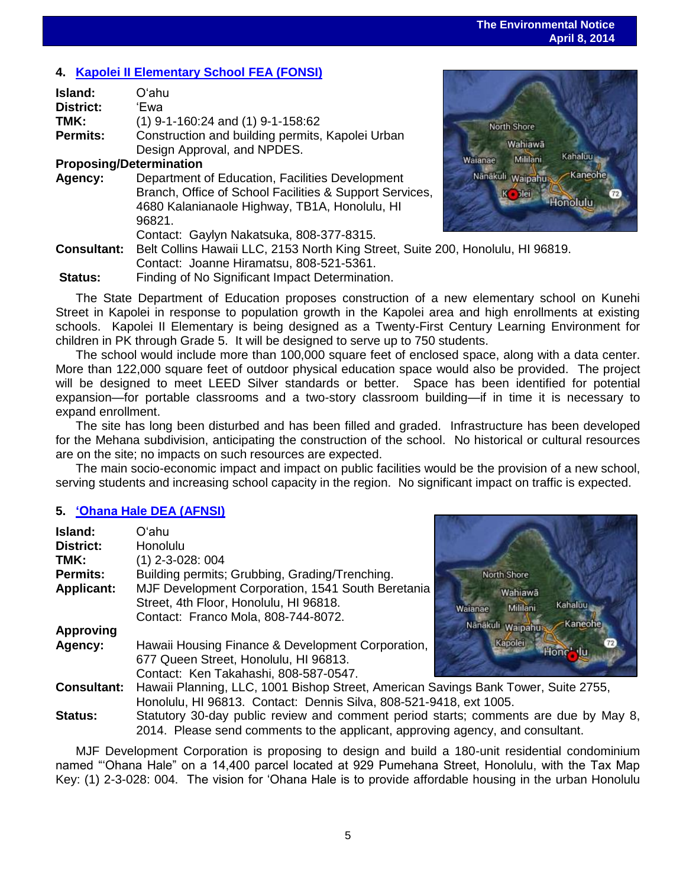## 4. Kapolei II Elementary School FEA (FONSI)

**Island:** Oʻahu
**District:** ʻEwa
**TMK:** (1) 9-1-160:24 and (1) 9-1-158:62
**Permits:** Construction and building permits, Kapolei Urban Design Approval, and NPDES.
**Proposing/Determination Agency:** Department of Education, Facilities Development Branch, Office of School Facilities & Support Services, 4680 Kalanianaole Highway, TB1A, Honolulu, HI 96821.
Contact: Gaylyn Nakatsuka, 808-377-8315.
**Consultant:** Belt Collins Hawaii LLC, 2153 North King Street, Suite 200, Honolulu, HI 96819.
Contact: Joanne Hiramatsu, 808-521-5361.
**Status:** Finding of No Significant Impact Determination.

The State Department of Education proposes construction of a new elementary school on Kunehi Street in Kapolei in response to population growth in the Kapolei area and high enrollments at existing schools. Kapolei II Elementary is being designed as a Twenty-First Century Learning Environment for children in PK through Grade 5. It will be designed to serve up to 750 students.

The school would include more than 100,000 square feet of enclosed space, along with a data center. More than 122,000 square feet of outdoor physical education space would also be provided. The project will be designed to meet LEED Silver standards or better. Space has been identified for potential expansion—for portable classrooms and a two-story classroom building—if in time it is necessary to expand enrollment.

The site has long been disturbed and has been filled and graded. Infrastructure has been developed for the Mehana subdivision, anticipating the construction of the school. No historical or cultural resources are on the site; no impacts on such resources are expected.

The main socio-economic impact and impact on public facilities would be the provision of a new school, serving students and increasing school capacity in the region. No significant impact on traffic is expected.

## 5. ʻOhana Hale DEA (AFNSI)

**Island:** Oʻahu
**District:** Honolulu
**TMK:** (1) 2-3-028: 004
**Permits:** Building permits; Grubbing, Grading/Trenching.
**Applicant:** MJF Development Corporation, 1541 South Beretania Street, 4th Floor, Honolulu, HI 96818.
Contact: Franco Mola, 808-744-8072.
**Approving Agency:** Hawaii Housing Finance & Development Corporation, 677 Queen Street, Honolulu, HI 96813.
Contact: Ken Takahashi, 808-587-0547.
**Consultant:** Hawaii Planning, LLC, 1001 Bishop Street, American Savings Bank Tower, Suite 2755, Honolulu, HI 96813. Contact: Dennis Silva, 808-521-9418, ext 1005.
**Status:** Statutory 30-day public review and comment period starts; comments are due by May 8, 2014. Please send comments to the applicant, approving agency, and consultant.

MJF Development Corporation is proposing to design and build a 180-unit residential condominium named "ʻOhana Hale" on a 14,400 parcel located at 929 Pumehana Street, Honolulu, with the Tax Map Key: (1) 2-3-028: 004. The vision for ʻOhana Hale is to provide affordable housing in the urban Honolulu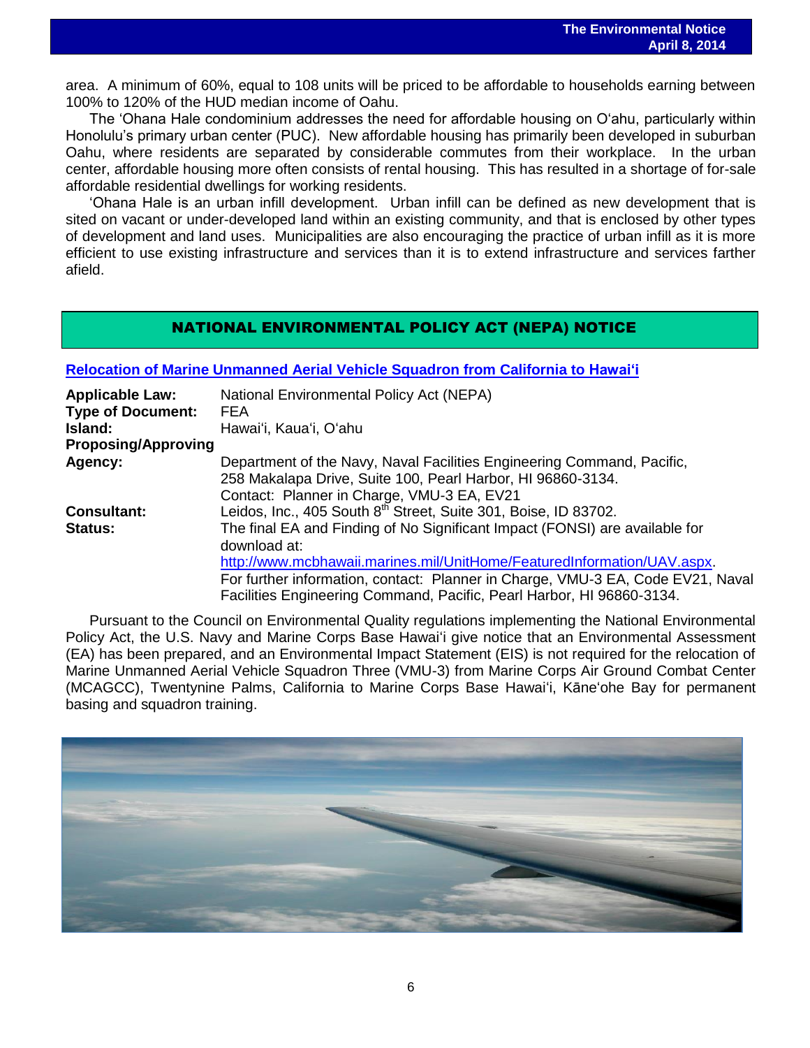area. A minimum of 60%, equal to 108 units will be priced to be affordable to households earning between 100% to 120% of the HUD median income of Oahu.

The 'Ohana Hale condominium addresses the need for affordable housing on O'ahu, particularly within Honolulu's primary urban center (PUC). New affordable housing has primarily been developed in suburban Oahu, where residents are separated by considerable commutes from their workplace. In the urban center, affordable housing more often consists of rental housing. This has resulted in a shortage of for-sale affordable residential dwellings for working residents.

'Ohana Hale is an urban infill development. Urban infill can be defined as new development that is sited on vacant or under-developed land within an existing community, and that is enclosed by other types of development and land uses. Municipalities are also encouraging the practice of urban infill as it is more efficient to use existing infrastructure and services than it is to extend infrastructure and services farther afield.

## NATIONAL ENVIRONMENTAL POLICY ACT (NEPA) NOTICE

### Relocation of Marine Unmanned Aerial Vehicle Squadron from California to Hawai'i

| | |
|---|---|
| **Applicable Law:** | National Environmental Policy Act (NEPA) |
| **Type of Document:** | FEA |
| **Island:** | Hawai'i, Kaua'i, O'ahu |
| **Proposing/Approving Agency:** | Department of the Navy, Naval Facilities Engineering Command, Pacific, 258 Makalapa Drive, Suite 100, Pearl Harbor, HI 96860-3134. Contact: Planner in Charge, VMU-3 EA, EV21 |
| **Consultant:** | Leidos, Inc., 405 South 8th Street, Suite 301, Boise, ID 83702. |
| **Status:** | The final EA and Finding of No Significant Impact (FONSI) are available for download at: http://www.mcbhawaii.marines.mil/UnitHome/FeaturedInformation/UAV.aspx. For further information, contact: Planner in Charge, VMU-3 EA, Code EV21, Naval Facilities Engineering Command, Pacific, Pearl Harbor, HI 96860-3134. |

Pursuant to the Council on Environmental Quality regulations implementing the National Environmental Policy Act, the U.S. Navy and Marine Corps Base Hawai'i give notice that an Environmental Assessment (EA) has been prepared, and an Environmental Impact Statement (EIS) is not required for the relocation of Marine Unmanned Aerial Vehicle Squadron Three (VMU-3) from Marine Corps Air Ground Combat Center (MCAGCC), Twentynine Palms, California to Marine Corps Base Hawai'i, Kāne'ohe Bay for permanent basing and squadron training.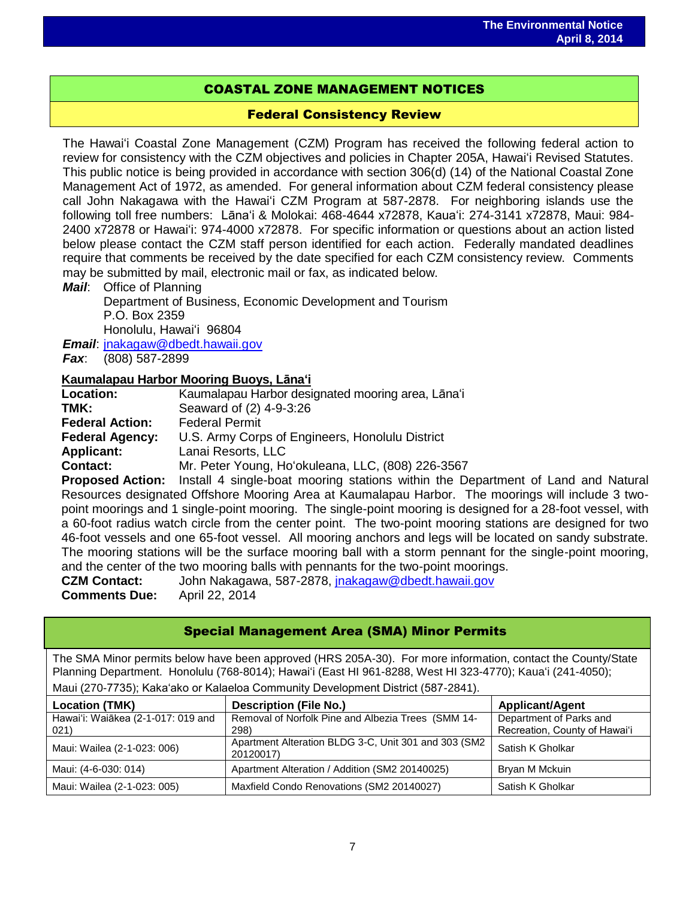## COASTAL ZONE MANAGEMENT NOTICES

### Federal Consistency Review

The Hawaiʻi Coastal Zone Management (CZM) Program has received the following federal action to review for consistency with the CZM objectives and policies in Chapter 205A, Hawaiʻi Revised Statutes. This public notice is being provided in accordance with section 306(d) (14) of the National Coastal Zone Management Act of 1972, as amended. For general information about CZM federal consistency please call John Nakagawa with the Hawaiʻi CZM Program at 587-2878. For neighboring islands use the following toll free numbers: Lānaʻi & Molokai: 468-4644 x72878, Kauaʻi: 274-3141 x72878, Maui: 984-2400 x72878 or Hawaiʻi: 974-4000 x72878. For specific information or questions about an action listed below please contact the CZM staff person identified for each action. Federally mandated deadlines require that comments be received by the date specified for each CZM consistency review. Comments may be submitted by mail, electronic mail or fax, as indicated below.

***Mail***: Office of Planning
Department of Business, Economic Development and Tourism
P.O. Box 2359
Honolulu, Hawaiʻi 96804

***Email***: jnakagaw@dbedt.hawaii.gov

***Fax***: (808) 587-2899

**Kaumalapau Harbor Mooring Buoys, Lānaʻi**

**Location:** Kaumalapau Harbor designated mooring area, Lānaʻi
**TMK:** Seaward of (2) 4-9-3:26
**Federal Action:** Federal Permit
**Federal Agency:** U.S. Army Corps of Engineers, Honolulu District
**Applicant:** Lanai Resorts, LLC
**Contact:** Mr. Peter Young, Hoʻokuleana, LLC, (808) 226-3567
**Proposed Action:** Install 4 single-boat mooring stations within the Department of Land and Natural Resources designated Offshore Mooring Area at Kaumalapau Harbor. The moorings will include 3 two-point moorings and 1 single-point mooring. The single-point mooring is designed for a 28-foot vessel, with a 60-foot radius watch circle from the center point. The two-point mooring stations are designed for two 46-foot vessels and one 65-foot vessel. All mooring anchors and legs will be located on sandy substrate. The mooring stations will be the surface mooring ball with a storm pennant for the single-point mooring, and the center of the two mooring balls with pennants for the two-point moorings.
**CZM Contact:** John Nakagawa, 587-2878, jnakagaw@dbedt.hawaii.gov
**Comments Due:** April 22, 2014

## Special Management Area (SMA) Minor Permits

The SMA Minor permits below have been approved (HRS 205A-30). For more information, contact the County/State Planning Department. Honolulu (768-8014); Hawaiʻi (East HI 961-8288, West HI 323-4770); Kauaʻi (241-4050); Maui (270-7735); Kakaʻako or Kalaeloa Community Development District (587-2841).

| Location (TMK) | Description (File No.) | Applicant/Agent |
|---|---|---|
| Hawaiʻi: Waiākea (2-1-017: 019 and 021) | Removal of Norfolk Pine and Albezia Trees (SMM 14-298) | Department of Parks and Recreation, County of Hawaiʻi |
| Maui: Wailea (2-1-023: 006) | Apartment Alteration BLDG 3-C, Unit 301 and 303 (SM2 20120017) | Satish K Gholkar |
| Maui: (4-6-030: 014) | Apartment Alteration / Addition (SM2 20140025) | Bryan M Mckuin |
| Maui: Wailea (2-1-023: 005) | Maxfield Condo Renovations (SM2 20140027) | Satish K Gholkar |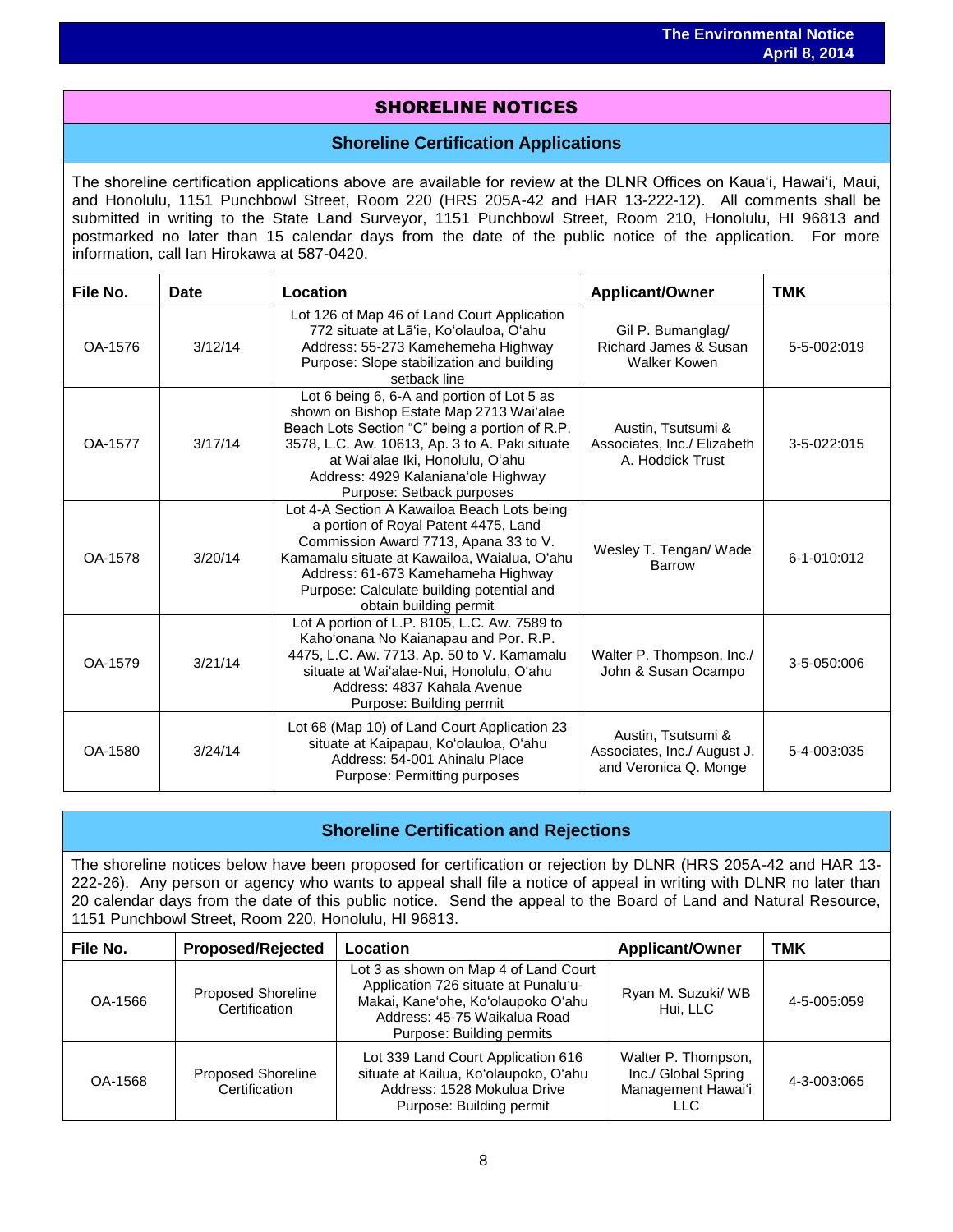## SHORELINE NOTICES

### Shoreline Certification Applications

The shoreline certification applications above are available for review at the DLNR Offices on Kaua'i, Hawai'i, Maui, and Honolulu, 1151 Punchbowl Street, Room 220 (HRS 205A-42 and HAR 13-222-12). All comments shall be submitted in writing to the State Land Surveyor, 1151 Punchbowl Street, Room 210, Honolulu, HI 96813 and postmarked no later than 15 calendar days from the date of the public notice of the application. For more information, call Ian Hirokawa at 587-0420.

| File No. | Date | Location | Applicant/Owner | TMK |
|---|---|---|---|---|
| OA-1576 | 3/12/14 | Lot 126 of Map 46 of Land Court Application 772 situate at Lā'ie, Ko'olauloa, O'ahu<br>Address: 55-273 Kamehemeha Highway<br>Purpose: Slope stabilization and building setback line | Gil P. Bumanglag/ Richard James & Susan Walker Kowen | 5-5-002:019 |
| OA-1577 | 3/17/14 | Lot 6 being 6, 6-A and portion of Lot 5 as shown on Bishop Estate Map 2713 Wai'alae Beach Lots Section "C" being a portion of R.P. 3578, L.C. Aw. 10613, Ap. 3 to A. Paki situate at Wai'alae Iki, Honolulu, O'ahu<br>Address: 4929 Kalaniana'ole Highway<br>Purpose: Setback purposes | Austin, Tsutsumi & Associates, Inc./ Elizabeth A. Hoddick Trust | 3-5-022:015 |
| OA-1578 | 3/20/14 | Lot 4-A Section A Kawailoa Beach Lots being a portion of Royal Patent 4475, Land Commission Award 7713, Apana 33 to V. Kamamalu situate at Kawailoa, Waialua, O'ahu<br>Address: 61-673 Kamehameha Highway<br>Purpose: Calculate building potential and obtain building permit | Wesley T. Tengan/ Wade Barrow | 6-1-010:012 |
| OA-1579 | 3/21/14 | Lot A portion of L.P. 8105, L.C. Aw. 7589 to Kaho'onana No Kaianapau and Por. R.P. 4475, L.C. Aw. 7713, Ap. 50 to V. Kamamalu situate at Wai'alae-Nui, Honolulu, O'ahu<br>Address: 4837 Kahala Avenue<br>Purpose: Building permit | Walter P. Thompson, Inc./ John & Susan Ocampo | 3-5-050:006 |
| OA-1580 | 3/24/14 | Lot 68 (Map 10) of Land Court Application 23 situate at Kaipapau, Ko'olauloa, O'ahu<br>Address: 54-001 Ahinalu Place<br>Purpose: Permitting purposes | Austin, Tsutsumi & Associates, Inc./ August J. and Veronica Q. Monge | 5-4-003:035 |

### Shoreline Certification and Rejections

The shoreline notices below have been proposed for certification or rejection by DLNR (HRS 205A-42 and HAR 13-222-26). Any person or agency who wants to appeal shall file a notice of appeal in writing with DLNR no later than 20 calendar days from the date of this public notice. Send the appeal to the Board of Land and Natural Resource, 1151 Punchbowl Street, Room 220, Honolulu, HI 96813.

| File No. | Proposed/Rejected | Location | Applicant/Owner | TMK |
|---|---|---|---|---|
| OA-1566 | Proposed Shoreline Certification | Lot 3 as shown on Map 4 of Land Court Application 726 situate at Punalu'u-Makai, Kane'ohe, Ko'olaupoko O'ahu<br>Address: 45-75 Waikalua Road<br>Purpose: Building permits | Ryan M. Suzuki/ WB Hui, LLC | 4-5-005:059 |
| OA-1568 | Proposed Shoreline Certification | Lot 339 Land Court Application 616 situate at Kailua, Ko'olaupoko, O'ahu<br>Address: 1528 Mokulua Drive<br>Purpose: Building permit | Walter P. Thompson, Inc./ Global Spring Management Hawai'i LLC | 4-3-003:065 |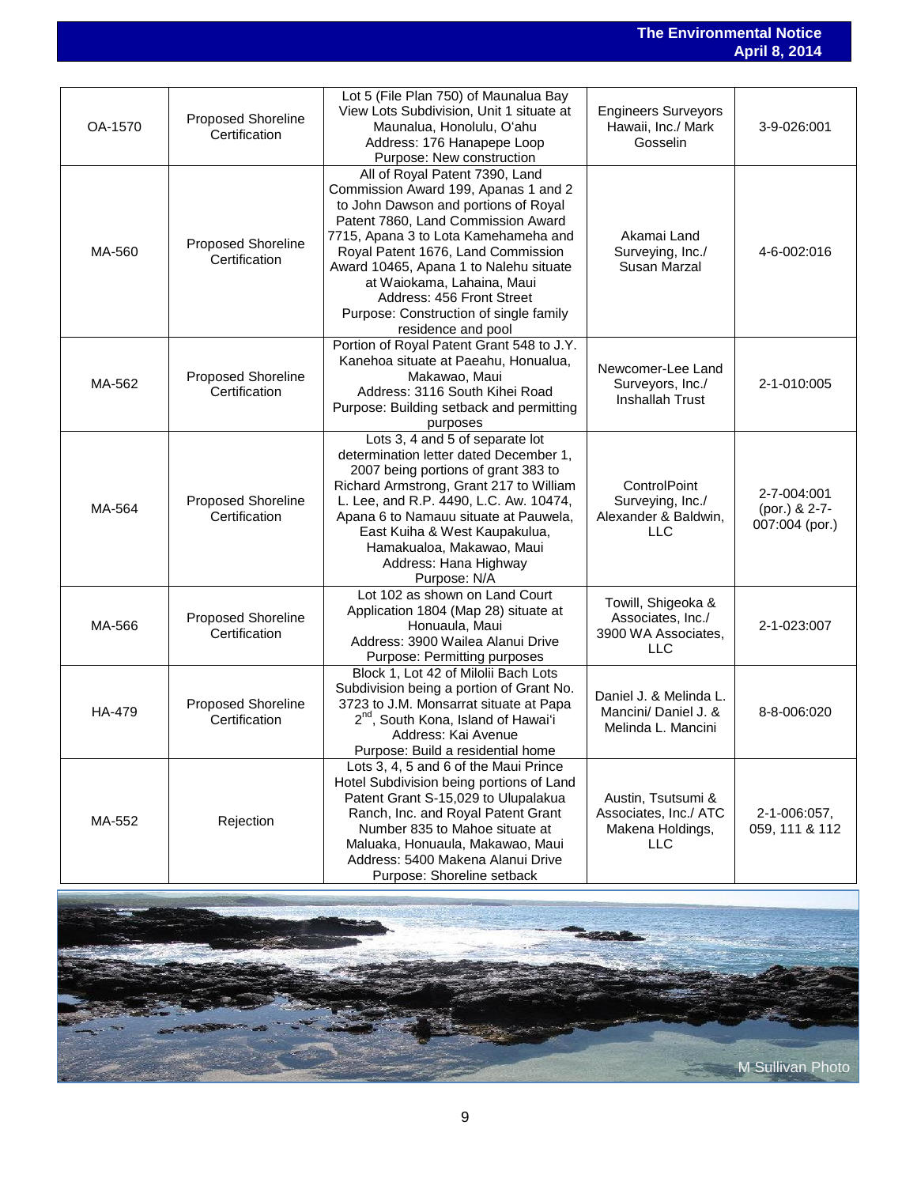| OA-1570 | Proposed Shoreline Certification | Lot 5 (File Plan 750) of Maunalua Bay View Lots Subdivision, Unit 1 situate at Maunalua, Honolulu, O'ahu<br>Address: 176 Hanapepe Loop<br>Purpose: New construction | Engineers Surveyors Hawaii, Inc./ Mark Gosselin | 3-9-026:001 |
|---|---|---|---|---|
| MA-560 | Proposed Shoreline Certification | All of Royal Patent 7390, Land Commission Award 199, Apanas 1 and 2 to John Dawson and portions of Royal Patent 7860, Land Commission Award 7715, Apana 3 to Lota Kamehameha and Royal Patent 1676, Land Commission Award 10465, Apana 1 to Nalehu situate at Waiokama, Lahaina, Maui<br>Address: 456 Front Street<br>Purpose: Construction of single family residence and pool | Akamai Land Surveying, Inc./ Susan Marzal | 4-6-002:016 |
| MA-562 | Proposed Shoreline Certification | Portion of Royal Patent Grant 548 to J.Y. Kanehoa situate at Paeahu, Honualua, Makawao, Maui<br>Address: 3116 South Kihei Road<br>Purpose: Building setback and permitting purposes | Newcomer-Lee Land Surveyors, Inc./ Inshallah Trust | 2-1-010:005 |
| MA-564 | Proposed Shoreline Certification | Lots 3, 4 and 5 of separate lot determination letter dated December 1, 2007 being portions of grant 383 to Richard Armstrong, Grant 217 to William L. Lee, and R.P. 4490, L.C. Aw. 10474, Apana 6 to Namauu situate at Pauwela, East Kuiha & West Kaupakulua, Hamakualoa, Makawao, Maui<br>Address: Hana Highway<br>Purpose: N/A | ControlPoint Surveying, Inc./ Alexander & Baldwin, LLC | 2-7-004:001 (por.) & 2-7-007:004 (por.) |
| MA-566 | Proposed Shoreline Certification | Lot 102 as shown on Land Court Application 1804 (Map 28) situate at Honuaula, Maui<br>Address: 3900 Wailea Alanui Drive<br>Purpose: Permitting purposes | Towill, Shigeoka & Associates, Inc./ 3900 WA Associates, LLC | 2-1-023:007 |
| HA-479 | Proposed Shoreline Certification | Block 1, Lot 42 of Milolii Bach Lots Subdivision being a portion of Grant No. 3723 to J.M. Monsarrat situate at Papa 2nd, South Kona, Island of Hawai'i<br>Address: Kai Avenue<br>Purpose: Build a residential home | Daniel J. & Melinda L. Mancini/ Daniel J. & Melinda L. Mancini | 8-8-006:020 |
| MA-552 | Rejection | Lots 3, 4, 5 and 6 of the Maui Prince Hotel Subdivision being portions of Land Patent Grant S-15,029 to Ulupalakua Ranch, Inc. and Royal Patent Grant Number 835 to Mahoe situate at Maluaka, Honuaula, Makawao, Maui<br>Address: 5400 Makena Alanui Drive<br>Purpose: Shoreline setback | Austin, Tsutsumi & Associates, Inc./ ATC Makena Holdings, LLC | 2-1-006:057, 059, 111 & 112 |

M Sullivan Photo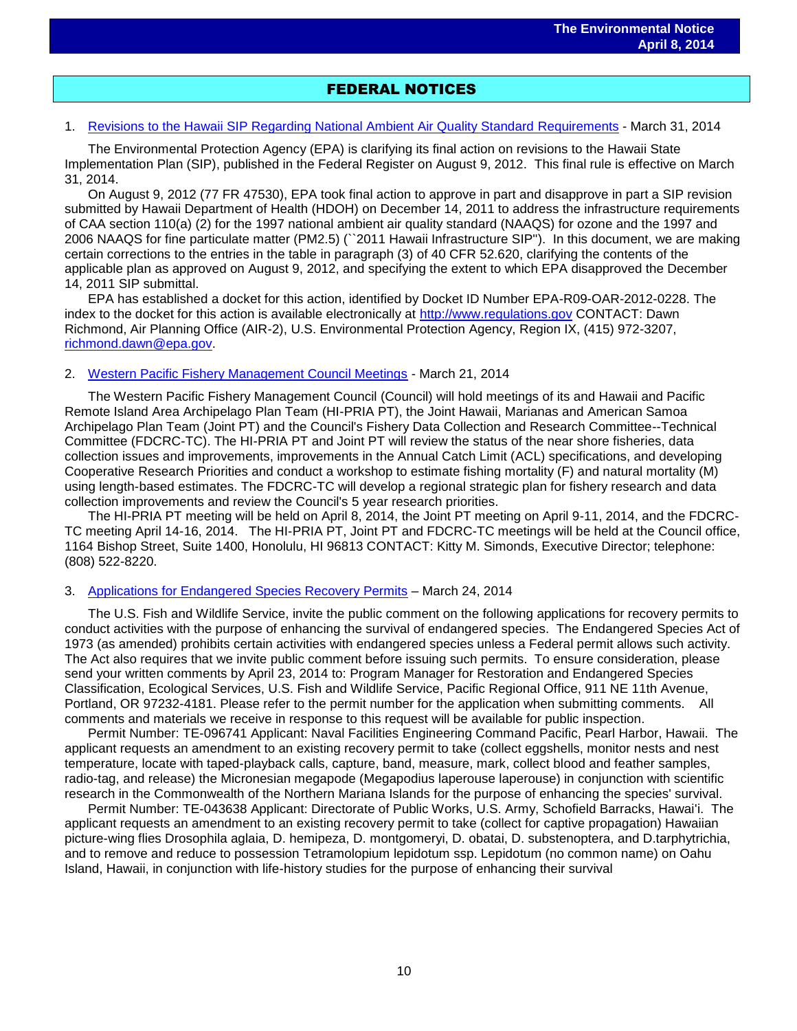## FEDERAL NOTICES

1. Revisions to the Hawaii SIP Regarding National Ambient Air Quality Standard Requirements - March 31, 2014

The Environmental Protection Agency (EPA) is clarifying its final action on revisions to the Hawaii State Implementation Plan (SIP), published in the Federal Register on August 9, 2012. This final rule is effective on March 31, 2014.

On August 9, 2012 (77 FR 47530), EPA took final action to approve in part and disapprove in part a SIP revision submitted by Hawaii Department of Health (HDOH) on December 14, 2011 to address the infrastructure requirements of CAA section 110(a) (2) for the 1997 national ambient air quality standard (NAAQS) for ozone and the 1997 and 2006 NAAQS for fine particulate matter (PM2.5) (``2011 Hawaii Infrastructure SIP''). In this document, we are making certain corrections to the entries in the table in paragraph (3) of 40 CFR 52.620, clarifying the contents of the applicable plan as approved on August 9, 2012, and specifying the extent to which EPA disapproved the December 14, 2011 SIP submittal.

EPA has established a docket for this action, identified by Docket ID Number EPA-R09-OAR-2012-0228. The index to the docket for this action is available electronically at http://www.regulations.gov CONTACT: Dawn Richmond, Air Planning Office (AIR-2), U.S. Environmental Protection Agency, Region IX, (415) 972-3207, richmond.dawn@epa.gov.

2. Western Pacific Fishery Management Council Meetings - March 21, 2014

The Western Pacific Fishery Management Council (Council) will hold meetings of its and Hawaii and Pacific Remote Island Area Archipelago Plan Team (HI-PRIA PT), the Joint Hawaii, Marianas and American Samoa Archipelago Plan Team (Joint PT) and the Council's Fishery Data Collection and Research Committee--Technical Committee (FDCRC-TC). The HI-PRIA PT and Joint PT will review the status of the near shore fisheries, data collection issues and improvements, improvements in the Annual Catch Limit (ACL) specifications, and developing Cooperative Research Priorities and conduct a workshop to estimate fishing mortality (F) and natural mortality (M) using length-based estimates. The FDCRC-TC will develop a regional strategic plan for fishery research and data collection improvements and review the Council's 5 year research priorities.

The HI-PRIA PT meeting will be held on April 8, 2014, the Joint PT meeting on April 9-11, 2014, and the FDCRC-TC meeting April 14-16, 2014. The HI-PRIA PT, Joint PT and FDCRC-TC meetings will be held at the Council office, 1164 Bishop Street, Suite 1400, Honolulu, HI 96813 CONTACT: Kitty M. Simonds, Executive Director; telephone: (808) 522-8220.

3. Applications for Endangered Species Recovery Permits – March 24, 2014

The U.S. Fish and Wildlife Service, invite the public comment on the following applications for recovery permits to conduct activities with the purpose of enhancing the survival of endangered species. The Endangered Species Act of 1973 (as amended) prohibits certain activities with endangered species unless a Federal permit allows such activity. The Act also requires that we invite public comment before issuing such permits. To ensure consideration, please send your written comments by April 23, 2014 to: Program Manager for Restoration and Endangered Species Classification, Ecological Services, U.S. Fish and Wildlife Service, Pacific Regional Office, 911 NE 11th Avenue, Portland, OR 97232-4181. Please refer to the permit number for the application when submitting comments. All comments and materials we receive in response to this request will be available for public inspection.

Permit Number: TE-096741 Applicant: Naval Facilities Engineering Command Pacific, Pearl Harbor, Hawaii. The applicant requests an amendment to an existing recovery permit to take (collect eggshells, monitor nests and nest temperature, locate with taped-playback calls, capture, band, measure, mark, collect blood and feather samples, radio-tag, and release) the Micronesian megapode (Megapodius laperouse laperouse) in conjunction with scientific research in the Commonwealth of the Northern Mariana Islands for the purpose of enhancing the species' survival.

Permit Number: TE-043638 Applicant: Directorate of Public Works, U.S. Army, Schofield Barracks, Hawai'i. The applicant requests an amendment to an existing recovery permit to take (collect for captive propagation) Hawaiian picture-wing flies Drosophila aglaia, D. hemipeza, D. montgomeryi, D. obatai, D. substenoptera, and D.tarphytrichia, and to remove and reduce to possession Tetramolopium lepidotum ssp. Lepidotum (no common name) on Oahu Island, Hawaii, in conjunction with life-history studies for the purpose of enhancing their survival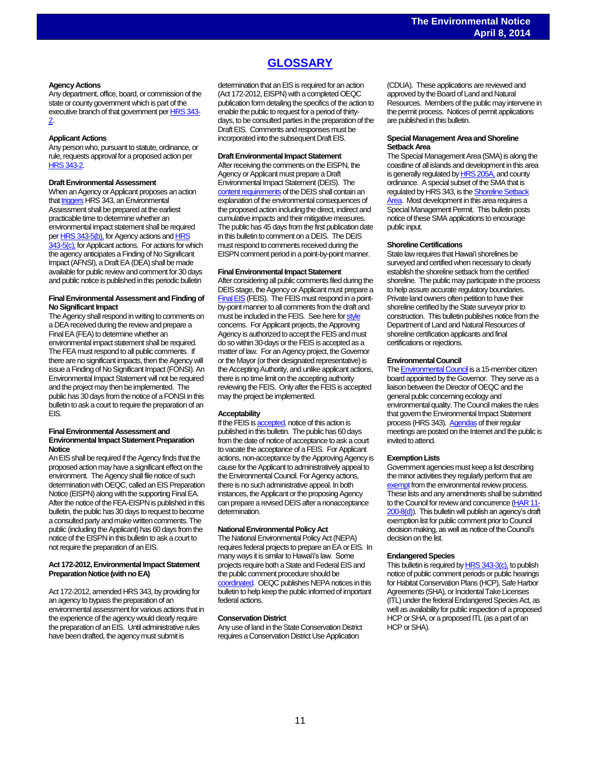# GLOSSARY

### Agency Actions

Any department, office, board, or commission of the state or county government which is part of the executive branch of that government per HRS 343-2.

### Applicant Actions

Any person who, pursuant to statute, ordinance, or rule, requests approval for a proposed action per HRS 343-2.

### Draft Environmental Assessment

When an Agency or Applicant proposes an action that triggers HRS 343, an Environmental Assessment shall be prepared at the earliest practicable time to determine whether an environmental impact statement shall be required per HRS 343-5(b), for Agency actions and HRS 343-5(c), for Applicant actions. For actions for which the agency anticipates a Finding of No Significant Impact (AFNSI), a Draft EA (DEA) shall be made available for public review and comment for 30 days and public notice is published in this periodic bulletin

### Final Environmental Assessment and Finding of No Significant Impact

The Agency shall respond in writing to comments on a DEA received during the review and prepare a Final EA (FEA) to determine whether an environmental impact statement shall be required. The FEA must respond to all public comments. If there are no significant impacts, then the Agency will issue a Finding of No Significant Impact (FONSI). An Environmental Impact Statement will not be required and the project may then be implemented. The public has 30 days from the notice of a FONSI in this bulletin to ask a court to require the preparation of an EIS.

### Final Environmental Assessment and Environmental Impact Statement Preparation Notice

An EIS shall be required if the Agency finds that the proposed action may have a significant effect on the environment. The Agency shall file notice of such determination with OEQC, called an EIS Preparation Notice (EISPN) along with the supporting Final EA. After the notice of the FEA-EISPN is published in this bulletin, the public has 30 days to request to become a consulted party and make written comments. The public (including the Applicant) has 60 days from the notice of the EISPN in this bulletin to ask a court to not require the preparation of an EIS.

### Act 172-2012, Environmental Impact Statement Preparation Notice (with no EA)

Act 172-2012, amended HRS 343, by providing for an agency to bypass the preparation of an environmental assessment for various actions that in the experience of the agency would clearly require the preparation of an EIS. Until administrative rules have been drafted, the agency must submit is determination that an EIS is required for an action (Act 172-2012, EISPN) with a completed OEQC publication form detailing the specifics of the action to enable the public to request for a period of thirty-days, to be consulted parties in the preparation of the Draft EIS. Comments and responses must be incorporated into the subsequent Draft EIS.

### Draft Environmental Impact Statement

After receiving the comments on the EISPN, the Agency or Applicant must prepare a Draft Environmental Impact Statement (DEIS). The content requirements of the DEIS shall contain an explanation of the environmental consequences of the proposed action including the direct, indirect and cumulative impacts and their mitigative measures. The public has 45 days from the first publication date in this bulletin to comment on a DEIS. The DEIS must respond to comments received during the EISPN comment period in a point-by-point manner.

### Final Environmental Impact Statement

After considering all public comments filed during the DEIS stage, the Agency or Applicant must prepare a Final EIS (FEIS). The FEIS must respond in a point-by-point manner to all comments from the draft and must be included in the FEIS. See here for style concerns. For Applicant projects, the Approving Agency is authorized to accept the FEIS and must do so within 30-days or the FEIS is accepted as a matter of law. For an Agency project, the Governor or the Mayor (or their designated representative) is the Accepting Authority, and unlike applicant actions, there is no time limit on the accepting authority reviewing the FEIS. Only after the FEIS is accepted may the project be implemented.

### Acceptability

If the FEIS is accepted, notice of this action is published in this bulletin. The public has 60 days from the date of notice of acceptance to ask a court to vacate the acceptance of a FEIS. For Applicant actions, non-acceptance by the Approving Agency is cause for the Applicant to administratively appeal to the Environmental Council. For Agency actions, there is no such administrative appeal. In both instances, the Applicant or the proposing Agency can prepare a revised DEIS after a nonacceptance determination.

### National Environmental Policy Act

The National Environmental Policy Act (NEPA) requires federal projects to prepare an EA or EIS. In many ways it is similar to Hawai'i's law. Some projects require both a State and Federal EIS and the public comment procedure should be coordinated. OEQC publishes NEPA notices in this bulletin to help keep the public informed of important federal actions.

### Conservation District

Any use of land in the State Conservation District requires a Conservation District Use Application (CDUA). These applications are reviewed and approved by the Board of Land and Natural Resources. Members of the public may intervene in the permit process. Notices of permit applications are published in this bulletin.

### Special Management Area and Shoreline Setback Area

The Special Management Area (SMA) is along the coastline of all islands and development in this area is generally regulated by HRS 205A, and county ordinance. A special subset of the SMA that is regulated by HRS 343, is the Shoreline Setback Area. Most development in this area requires a Special Management Permit. This bulletin posts notice of these SMA applications to encourage public input.

### Shoreline Certifications

State law requires that Hawai'i shorelines be surveyed and certified when necessary to clearly establish the shoreline setback from the certified shoreline. The public may participate in the process to help assure accurate regulatory boundaries. Private land owners often petition to have their shoreline certified by the State surveyor prior to construction. This bulletin publishes notice from the Department of Land and Natural Resources of shoreline certification applicants and final certifications or rejections.

### Environmental Council

The Environmental Council is a 15-member citizen board appointed by the Governor. They serve as a liaison between the Director of OEQC and the general public concerning ecology and environmental quality. The Council makes the rules that govern the Environmental Impact Statement process (HRS 343). Agendas of their regular meetings are posted on the Internet and the public is invited to attend.

### Exemption Lists

Government agencies must keep a list describing the minor activities they regularly perform that are exempt from the environmental review process. These lists and any amendments shall be submitted to the Council for review and concurrence (HAR 11-200-8(d)). This bulletin will publish an agency's draft exemption list for public comment prior to Council decision making, as well as notice of the Council's decision on the list.

### Endangered Species

This bulletin is required by HRS 343-3(c), to publish notice of public comment periods or public hearings for Habitat Conservation Plans (HCP), Safe Harbor Agreements (SHA), or Incidental Take Licenses (ITL) under the federal Endangered Species Act, as well as availability for public inspection of a proposed HCP or SHA, or a proposed ITL (as a part of an HCP or SHA).